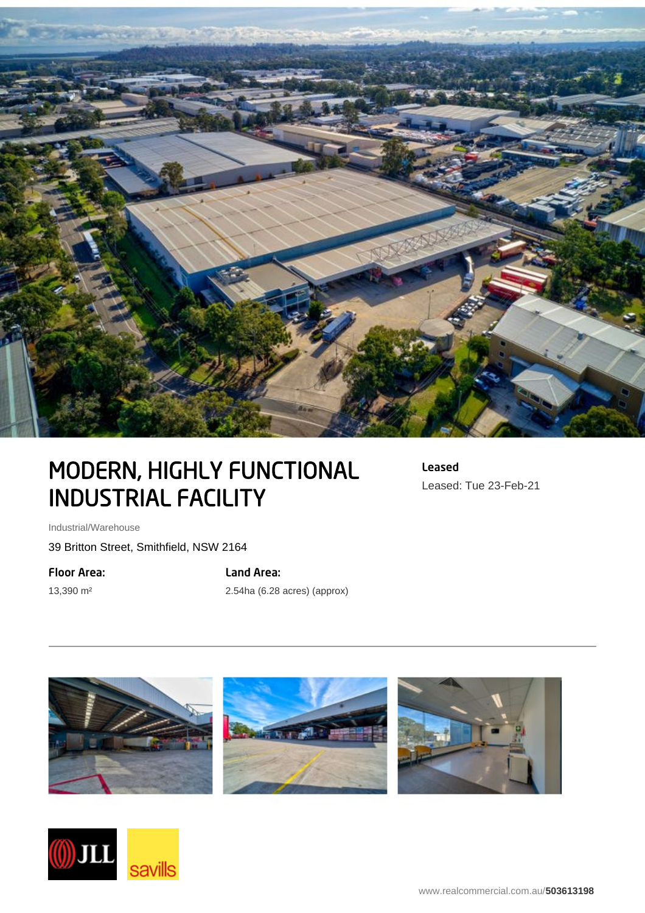# MODERN, HIGHLY FUNCTIONAL INDUSTRIAL FACILITY

**Leased**

Leased: Tue 23-Feb-21

Industrial/Warehouse

39 Britton Street, Smithfield, NSW 2164

**Floor Area:**

13,390 m²

**Land Area:**

2.54ha (6.28 acres) (approx)

---

www.realcommercial.com.au/**503613198**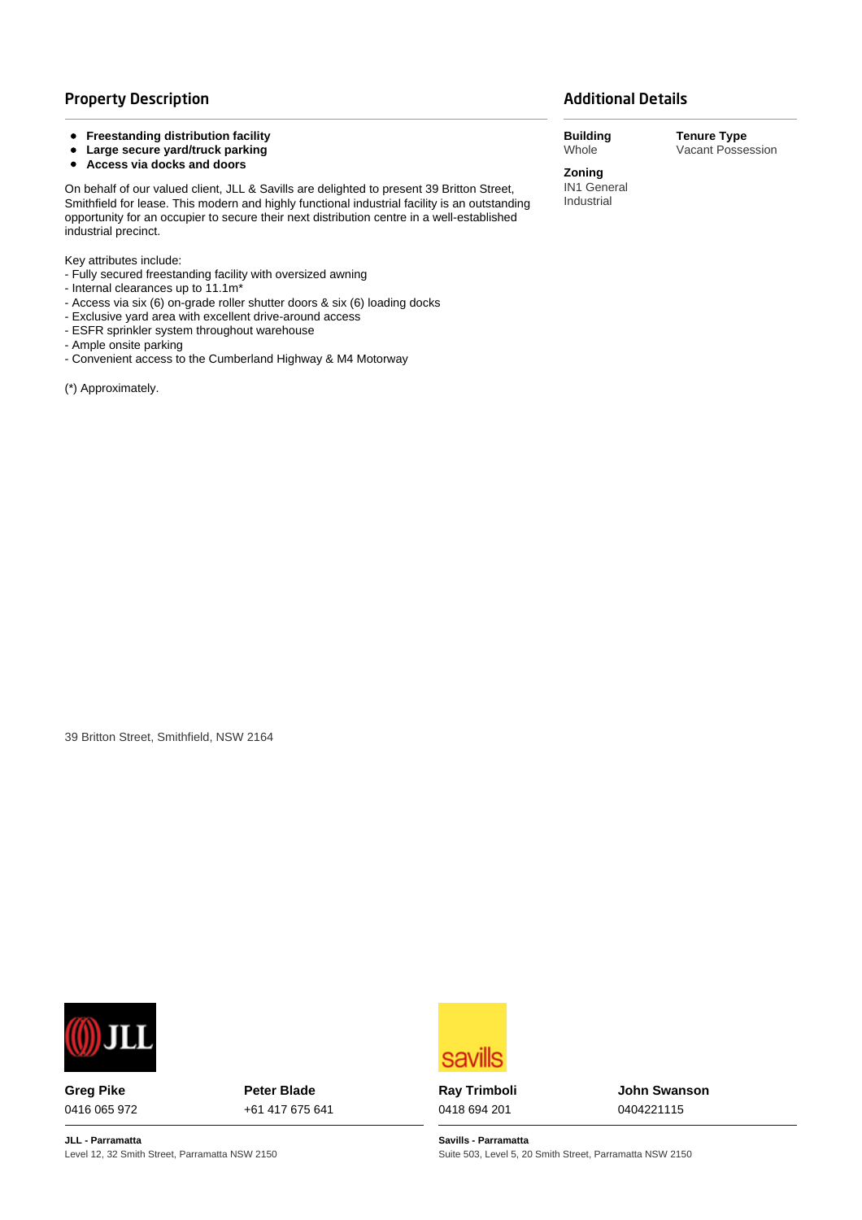## Property Description

- **Freestanding distribution facility**
- **Large secure yard/truck parking**
- **Access via docks and doors**

On behalf of our valued client, JLL & Savills are delighted to present 39 Britton Street, Smithfield for lease. This modern and highly functional industrial facility is an outstanding opportunity for an occupier to secure their next distribution centre in a well-established industrial precinct.

Key attributes include:
- Fully secured freestanding facility with oversized awning
- Internal clearances up to 11.1m*
- Access via six (6) on-grade roller shutter doors & six (6) loading docks
- Exclusive yard area with excellent drive-around access
- ESFR sprinkler system throughout warehouse
- Ample onsite parking
- Convenient access to the Cumberland Highway & M4 Motorway

(*) Approximately.

## Additional Details

**Building**
Whole

**Tenure Type**
Vacant Possession

**Zoning**
IN1 General Industrial

39 Britton Street, Smithfield, NSW 2164

JLL

**Greg Pike**
0416 065 972

**Peter Blade**
+61 417 675 641

**JLL - Parramatta**
Level 12, 32 Smith Street, Parramatta NSW 2150

savills

**Ray Trimboli**
0418 694 201

**John Swanson**
0404221115

**Savills - Parramatta**
Suite 503, Level 5, 20 Smith Street, Parramatta NSW 2150